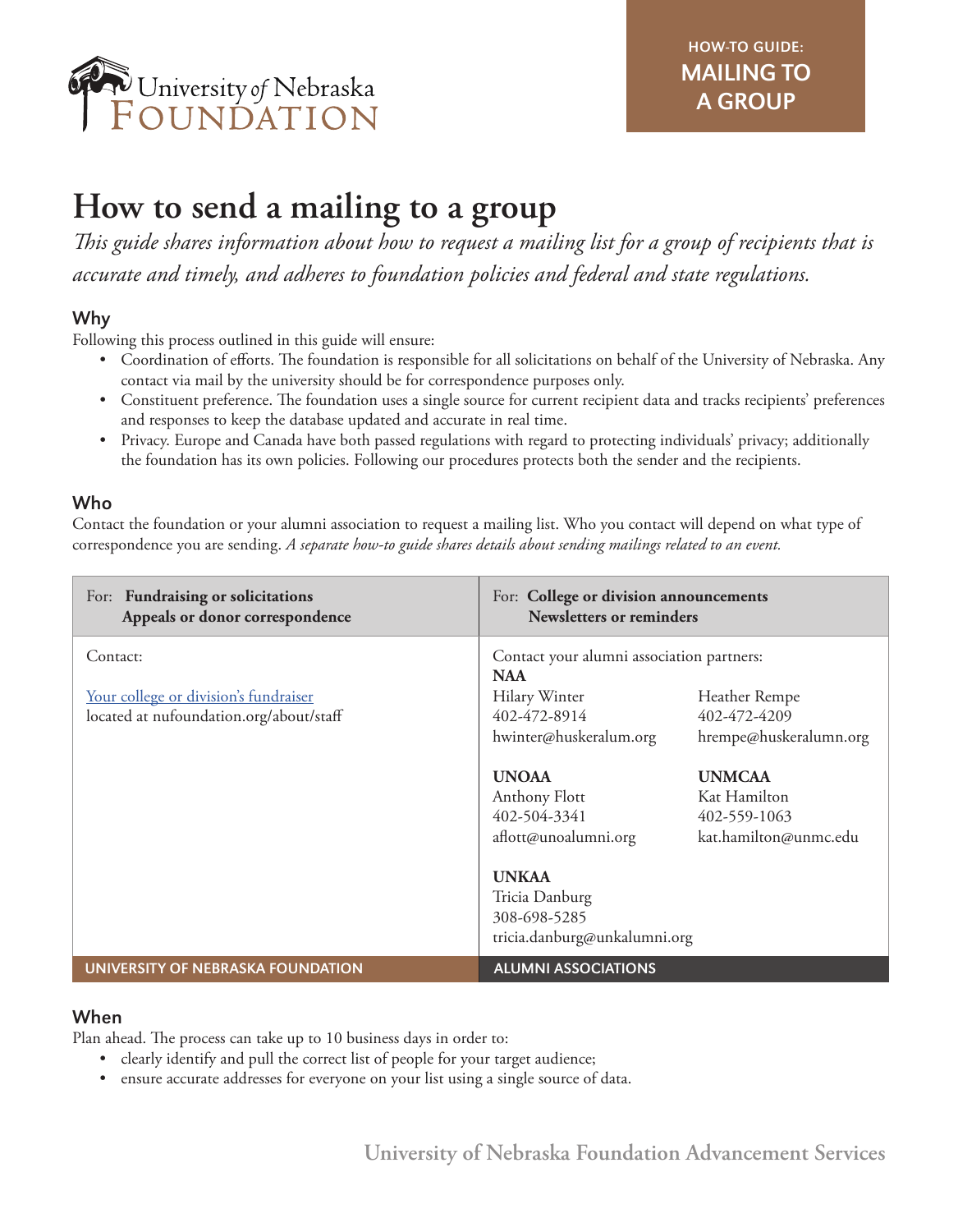University *of* Nebraska FOUNDATION

**HOW-TO GUIDE: MAILING TO A GROUP**

# How to send a mailing to a group

*This guide shares information about how to request a mailing list for a group of recipients that is accurate and timely, and adheres to foundation policies and federal and state regulations.*

## Why

Following this process outlined in this guide will ensure:

- Coordination of efforts. The foundation is responsible for all solicitations on behalf of the University of Nebraska. Any contact via mail by the university should be for correspondence purposes only.
- Constituent preference. The foundation uses a single source for current recipient data and tracks recipients' preferences and responses to keep the database updated and accurate in real time.
- Privacy. Europe and Canada have both passed regulations with regard to protecting individuals' privacy; additionally the foundation has its own policies. Following our procedures protects both the sender and the recipients.

## Who

Contact the foundation or your alumni association to request a mailing list. Who you contact will depend on what type of correspondence you are sending. *A separate how-to guide shares details about sending mailings related to an event.*

| For: **Fundraising or solicitations, Appeals or donor correspondence** | For: **College or division announcements, Newsletters or reminders** |
|---|---|
| Contact:<br><br>[Your college or division's fundraiser](nufoundation.org/about/staff) located at nufoundation.org/about/staff | Contact your alumni association partners:<br>**NAA**<br>Hilary Winter, 402-472-8914, hwinter@huskeralum.org<br>Heather Rempe, 402-472-4209, hrempe@huskeralumn.org<br><br>**UNOAA**<br>Anthony Flott, 402-504-3341, aflott@unoalumni.org<br><br>**UNMCAA**<br>Kat Hamilton, 402-559-1063, kat.hamilton@unmc.edu<br><br>**UNKAA**<br>Tricia Danburg, 308-698-5285, tricia.danburg@unkalumni.org |
| UNIVERSITY OF NEBRASKA FOUNDATION | ALUMNI ASSOCIATIONS |

## When

Plan ahead. The process can take up to 10 business days in order to:

- clearly identify and pull the correct list of people for your target audience;
- ensure accurate addresses for everyone on your list using a single source of data.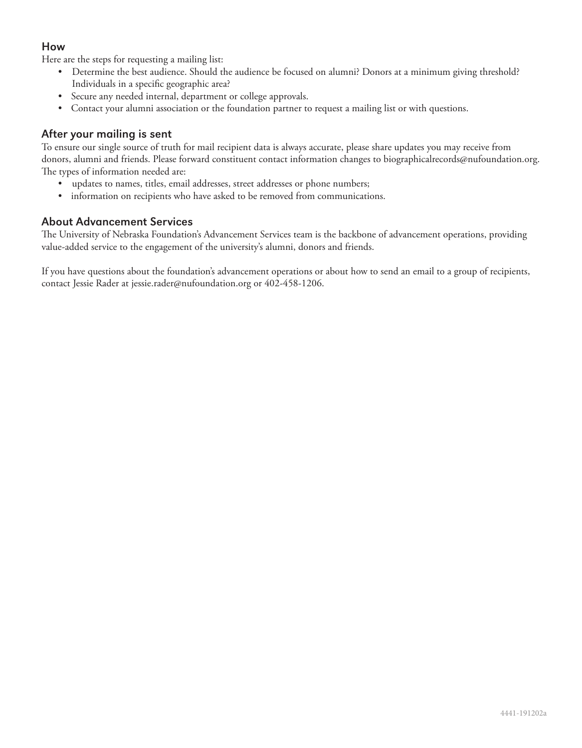## How

Here are the steps for requesting a mailing list:

- Determine the best audience. Should the audience be focused on alumni? Donors at a minimum giving threshold? Individuals in a specific geographic area?
- Secure any needed internal, department or college approvals.
- Contact your alumni association or the foundation partner to request a mailing list or with questions.

## After your mailing is sent

To ensure our single source of truth for mail recipient data is always accurate, please share updates you may receive from donors, alumni and friends. Please forward constituent contact information changes to biographicalrecords@nufoundation.org. The types of information needed are:

- updates to names, titles, email addresses, street addresses or phone numbers;
- information on recipients who have asked to be removed from communications.

## About Advancement Services

The University of Nebraska Foundation's Advancement Services team is the backbone of advancement operations, providing value-added service to the engagement of the university's alumni, donors and friends.

If you have questions about the foundation's advancement operations or about how to send an email to a group of recipients, contact Jessie Rader at jessie.rader@nufoundation.org or 402-458-1206.

4441-191202a